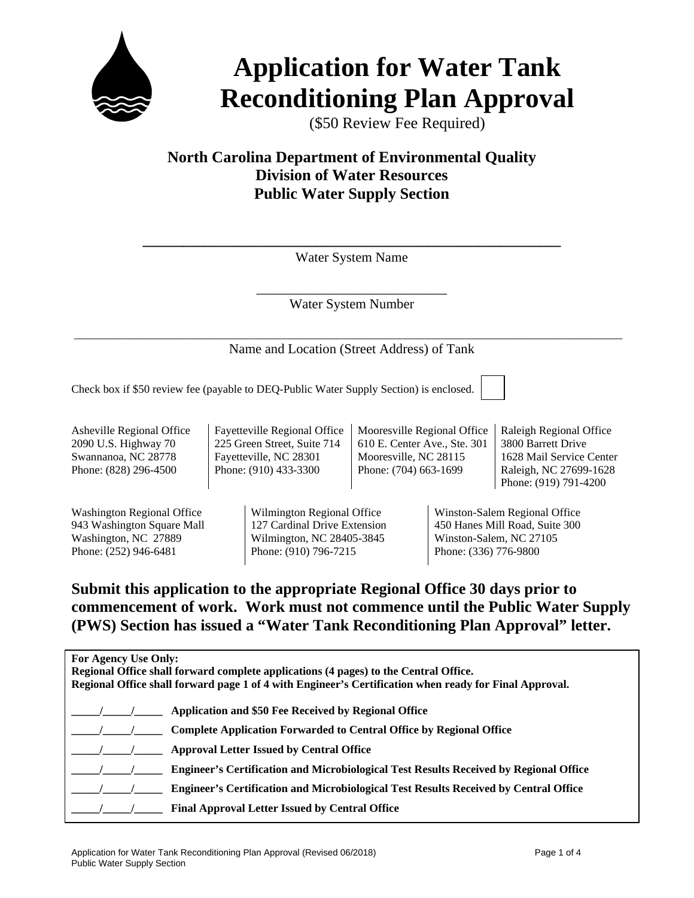# Application for Water Tank Reconditioning Plan Approval

($50 Review Fee Required)

## North Carolina Department of Environmental Quality
## Division of Water Resources
## Public Water Supply Section

\_\_\_\_\_\_\_\_\_\_\_\_\_\_\_\_\_\_\_\_\_\_\_\_\_\_\_\_\_\_\_\_\_\_\_\_\_\_\_\_\_\_\_\_\_\_\_\_
Water System Name

\_\_\_\_\_\_\_\_\_\_\_\_\_\_\_\_\_\_\_\_\_\_\_\_\_\_
Water System Number

\_\_\_\_\_\_\_\_\_\_\_\_\_\_\_\_\_\_\_\_\_\_\_\_\_\_\_\_\_\_\_\_\_\_\_\_\_\_\_\_\_\_\_\_\_\_\_\_\_\_\_\_\_\_\_\_\_\_\_\_\_\_\_\_
Name and Location (Street Address) of Tank

Check box if $50 review fee (payable to DEQ-Public Water Supply Section) is enclosed. ☐

| Asheville Regional Office | Fayetteville Regional Office | Mooresville Regional Office | Raleigh Regional Office |
|---|---|---|---|
| 2090 U.S. Highway 70<br>Swannanoa, NC 28778<br>Phone: (828) 296-4500 | 225 Green Street, Suite 714<br>Fayetteville, NC 28301<br>Phone: (910) 433-3300 | 610 E. Center Ave., Ste. 301<br>Mooresville, NC 28115<br>Phone: (704) 663-1699 | 3800 Barrett Drive<br>1628 Mail Service Center<br>Raleigh, NC 27699-1628<br>Phone: (919) 791-4200 |

| Washington Regional Office | Wilmington Regional Office | Winston-Salem Regional Office |
|---|---|---|
| 943 Washington Square Mall<br>Washington, NC 27889<br>Phone: (252) 946-6481 | 127 Cardinal Drive Extension<br>Wilmington, NC 28405-3845<br>Phone: (910) 796-7215 | 450 Hanes Mill Road, Suite 300<br>Winston-Salem, NC 27105<br>Phone: (336) 776-9800 |

**Submit this application to the appropriate Regional Office 30 days prior to commencement of work. Work must not commence until the Public Water Supply (PWS) Section has issued a "Water Tank Reconditioning Plan Approval" letter.**

**For Agency Use Only:**
**Regional Office shall forward complete applications (4 pages) to the Central Office.**
**Regional Office shall forward page 1 of 4 with Engineer's Certification when ready for Final Approval.**

\_\_\_\_\_/\_\_\_\_\_/\_\_\_\_\_ **Application and $50 Fee Received by Regional Office**

\_\_\_\_\_/\_\_\_\_\_/\_\_\_\_\_ **Complete Application Forwarded to Central Office by Regional Office**

\_\_\_\_\_/\_\_\_\_\_/\_\_\_\_\_ **Approval Letter Issued by Central Office**

\_\_\_\_\_/\_\_\_\_\_/\_\_\_\_\_ **Engineer's Certification and Microbiological Test Results Received by Regional Office**

\_\_\_\_\_/\_\_\_\_\_/\_\_\_\_\_ **Engineer's Certification and Microbiological Test Results Received by Central Office**

\_\_\_\_\_/\_\_\_\_\_/\_\_\_\_\_ **Final Approval Letter Issued by Central Office**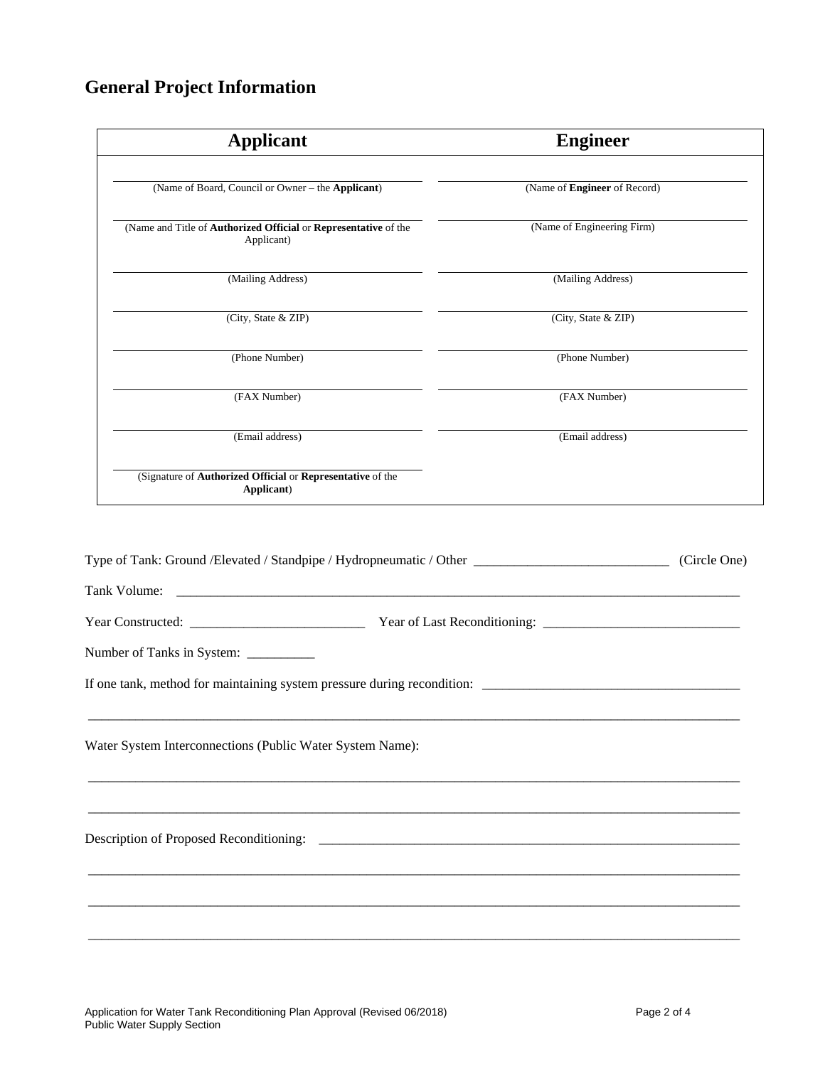## General Project Information

| Applicant | Engineer |
|---|---|
| (Name of Board, Council or Owner – the **Applicant**) | (Name of **Engineer** of Record) |
| (Name and Title of **Authorized Official** or **Representative** of the Applicant) | (Name of Engineering Firm) |
| (Mailing Address) | (Mailing Address) |
| (City, State & ZIP) | (City, State & ZIP) |
| (Phone Number) | (Phone Number) |
| (FAX Number) | (FAX Number) |
| (Email address) | (Email address) |
| (Signature of **Authorized Official** or **Representative** of the **Applicant**) | |

Type of Tank: Ground /Elevated / Standpipe / Hydropneumatic / Other ____________________________ (Circle One)

Tank Volume: ________________________________________________________________________________

Year Constructed: _________________________ Year of Last Reconditioning: ____________________________

Number of Tanks in System: __________

If one tank, method for maintaining system pressure during recondition: _____________________________________

_____________________________________________________________________________________________

Water System Interconnections (Public Water System Name):

_____________________________________________________________________________________________

_____________________________________________________________________________________________

Description of Proposed Reconditioning: _______________________________________________________________

_____________________________________________________________________________________________

_____________________________________________________________________________________________

_____________________________________________________________________________________________

Application for Water Tank Reconditioning Plan Approval (Revised 06/2018)
Public Water Supply Section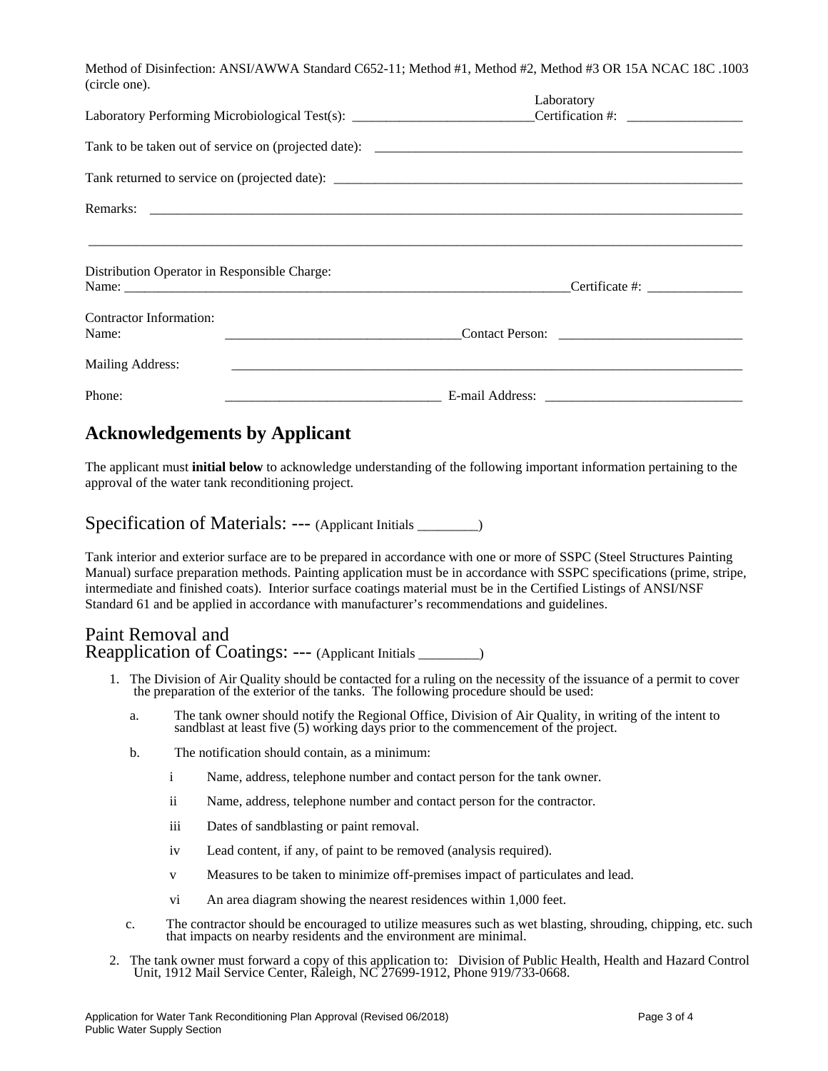Method of Disinfection: ANSI/AWWA Standard C652-11; Method #1, Method #2, Method #3 OR 15A NCAC 18C .1003 (circle one).

Laboratory Performing Microbiological Test(s): ___________________________ Laboratory Certification #: _________________

Tank to be taken out of service on (projected date): _________________________________________________________

Tank returned to service on (projected date): _______________________________________________________________

Remarks: _______________________________________________________________________________________

___________________________________________________________________________________________________

Distribution Operator in Responsible Charge:
Name: _______________________________________________________________________ Certificate #: ______________

Contractor Information:
Name: ___________________________________ Contact Person: ___________________________

Mailing Address: _____________________________________________________________________________

Phone: _______________________________ E-mail Address: ______________________________

## Acknowledgements by Applicant

The applicant must **initial below** to acknowledge understanding of the following important information pertaining to the approval of the water tank reconditioning project.

### Specification of Materials: --- (Applicant Initials ________)

Tank interior and exterior surface are to be prepared in accordance with one or more of SSPC (Steel Structures Painting Manual) surface preparation methods. Painting application must be in accordance with SSPC specifications (prime, stripe, intermediate and finished coats). Interior surface coatings material must be in the Certified Listings of ANSI/NSF Standard 61 and be applied in accordance with manufacturer's recommendations and guidelines.

### Paint Removal and Reapplication of Coatings: --- (Applicant Initials ________)

1. The Division of Air Quality should be contacted for a ruling on the necessity of the issuance of a permit to cover the preparation of the exterior of the tanks. The following procedure should be used:
   a. The tank owner should notify the Regional Office, Division of Air Quality, in writing of the intent to sandblast at least five (5) working days prior to the commencement of the project.
   b. The notification should contain, as a minimum:
      - i Name, address, telephone number and contact person for the tank owner.
      - ii Name, address, telephone number and contact person for the contractor.
      - iii Dates of sandblasting or paint removal.
      - iv Lead content, if any, of paint to be removed (analysis required).
      - v Measures to be taken to minimize off-premises impact of particulates and lead.
      - vi An area diagram showing the nearest residences within 1,000 feet.
   c. The contractor should be encouraged to utilize measures such as wet blasting, shrouding, chipping, etc. such that impacts on nearby residents and the environment are minimal.
2. The tank owner must forward a copy of this application to: Division of Public Health, Health and Hazard Control Unit, 1912 Mail Service Center, Raleigh, NC 27699-1912, Phone 919/733-0668.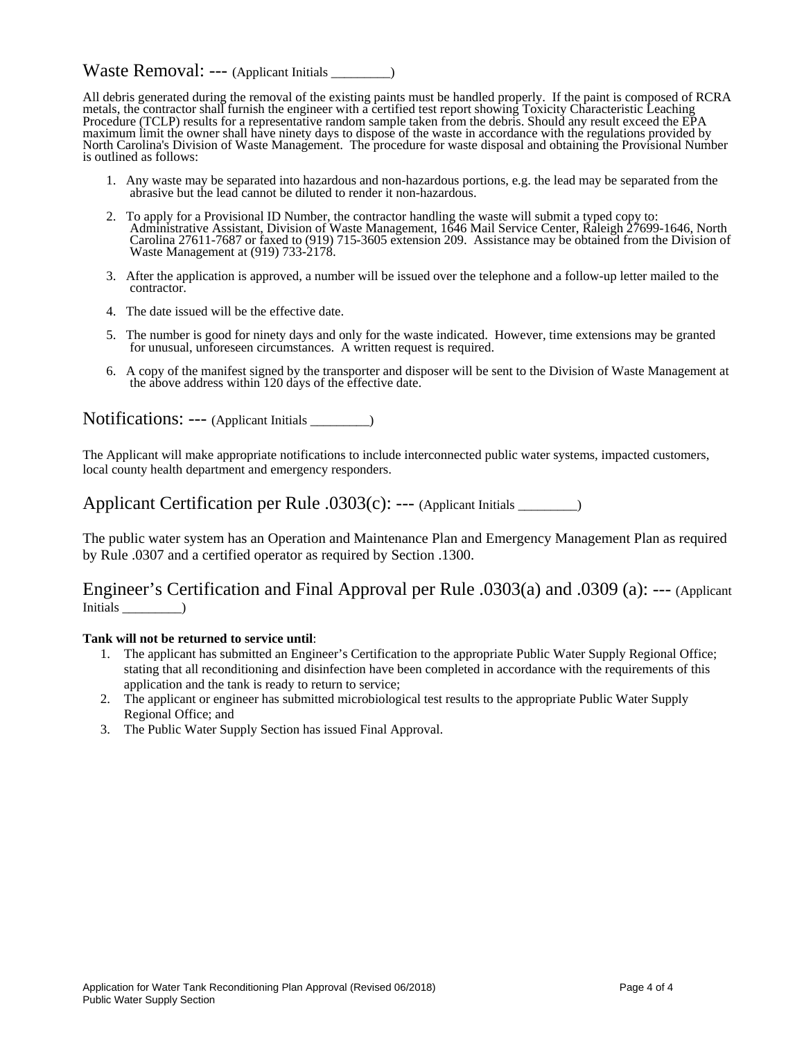## Waste Removal: --- (Applicant Initials _________)

All debris generated during the removal of the existing paints must be handled properly. If the paint is composed of RCRA metals, the contractor shall furnish the engineer with a certified test report showing Toxicity Characteristic Leaching Procedure (TCLP) results for a representative random sample taken from the debris. Should any result exceed the EPA maximum limit the owner shall have ninety days to dispose of the waste in accordance with the regulations provided by North Carolina's Division of Waste Management. The procedure for waste disposal and obtaining the Provisional Number is outlined as follows:

1. Any waste may be separated into hazardous and non-hazardous portions, e.g. the lead may be separated from the abrasive but the lead cannot be diluted to render it non-hazardous.
2. To apply for a Provisional ID Number, the contractor handling the waste will submit a typed copy to: Administrative Assistant, Division of Waste Management, 1646 Mail Service Center, Raleigh 27699-1646, North Carolina 27611-7687 or faxed to (919) 715-3605 extension 209. Assistance may be obtained from the Division of Waste Management at (919) 733-2178.
3. After the application is approved, a number will be issued over the telephone and a follow-up letter mailed to the contractor.
4. The date issued will be the effective date.
5. The number is good for ninety days and only for the waste indicated. However, time extensions may be granted for unusual, unforeseen circumstances. A written request is required.
6. A copy of the manifest signed by the transporter and disposer will be sent to the Division of Waste Management at the above address within 120 days of the effective date.

## Notifications: --- (Applicant Initials _________)

The Applicant will make appropriate notifications to include interconnected public water systems, impacted customers, local county health department and emergency responders.

## Applicant Certification per Rule .0303(c): --- (Applicant Initials _________)

The public water system has an Operation and Maintenance Plan and Emergency Management Plan as required by Rule .0307 and a certified operator as required by Section .1300.

## Engineer's Certification and Final Approval per Rule .0303(a) and .0309 (a): --- (Applicant Initials _________)

**Tank will not be returned to service until**:

1. The applicant has submitted an Engineer's Certification to the appropriate Public Water Supply Regional Office; stating that all reconditioning and disinfection have been completed in accordance with the requirements of this application and the tank is ready to return to service;
2. The applicant or engineer has submitted microbiological test results to the appropriate Public Water Supply Regional Office; and
3. The Public Water Supply Section has issued Final Approval.